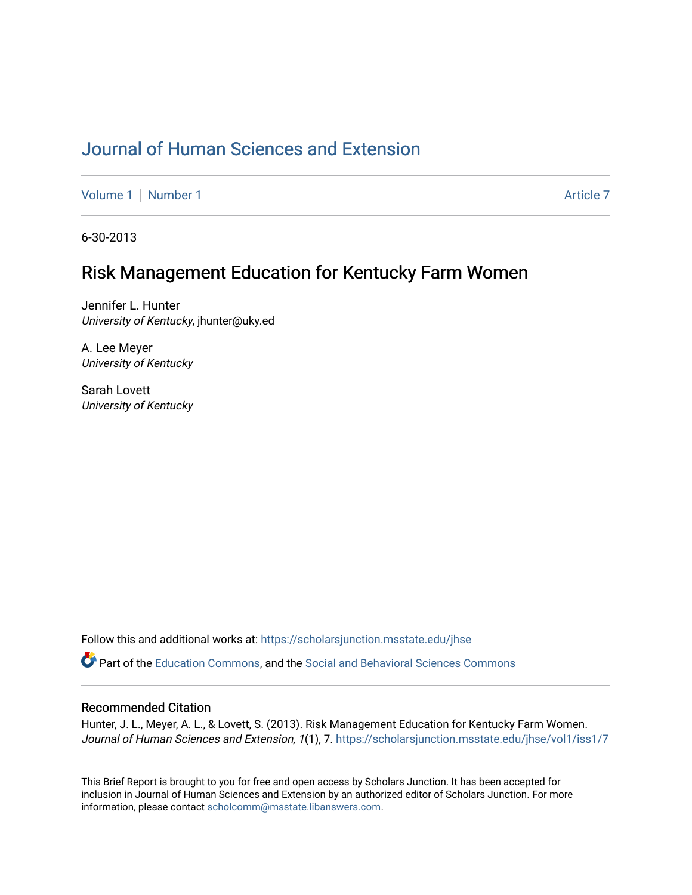# Journal of Human Sciences and Extension

Volume 1 | Number 1 Article 7

6-30-2013

## Risk Management Education for Kentucky Farm Women

Jennifer L. Hunter
*University of Kentucky*, jhunter@uky.ed

A. Lee Meyer
*University of Kentucky*

Sarah Lovett
*University of Kentucky*

Follow this and additional works at: https://scholarsjunction.msstate.edu/jhse

Part of the Education Commons, and the Social and Behavioral Sciences Commons

### Recommended Citation

Hunter, J. L., Meyer, A. L., & Lovett, S. (2013). Risk Management Education for Kentucky Farm Women. *Journal of Human Sciences and Extension, 1*(1), 7. https://scholarsjunction.msstate.edu/jhse/vol1/iss1/7

This Brief Report is brought to you for free and open access by Scholars Junction. It has been accepted for inclusion in Journal of Human Sciences and Extension by an authorized editor of Scholars Junction. For more information, please contact scholcomm@msstate.libanswers.com.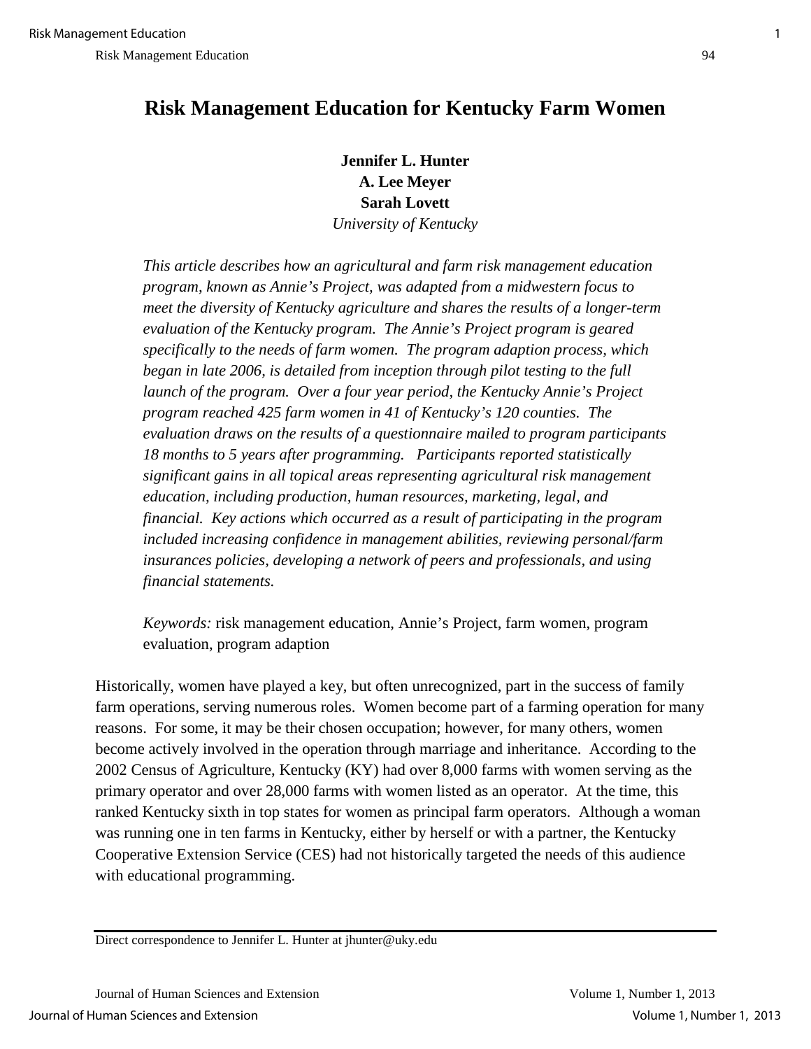# Risk Management Education for Kentucky Farm Women

**Jennifer L. Hunter**
**A. Lee Meyer**
**Sarah Lovett**
*University of Kentucky*

*This article describes how an agricultural and farm risk management education program, known as Annie's Project, was adapted from a midwestern focus to meet the diversity of Kentucky agriculture and shares the results of a longer-term evaluation of the Kentucky program. The Annie's Project program is geared specifically to the needs of farm women. The program adaption process, which began in late 2006, is detailed from inception through pilot testing to the full launch of the program. Over a four year period, the Kentucky Annie's Project program reached 425 farm women in 41 of Kentucky's 120 counties. The evaluation draws on the results of a questionnaire mailed to program participants 18 months to 5 years after programming. Participants reported statistically significant gains in all topical areas representing agricultural risk management education, including production, human resources, marketing, legal, and financial. Key actions which occurred as a result of participating in the program included increasing confidence in management abilities, reviewing personal/farm insurances policies, developing a network of peers and professionals, and using financial statements.*

*Keywords:* risk management education, Annie's Project, farm women, program evaluation, program adaption

Historically, women have played a key, but often unrecognized, part in the success of family farm operations, serving numerous roles. Women become part of a farming operation for many reasons. For some, it may be their chosen occupation; however, for many others, women become actively involved in the operation through marriage and inheritance. According to the 2002 Census of Agriculture, Kentucky (KY) had over 8,000 farms with women serving as the primary operator and over 28,000 farms with women listed as an operator. At the time, this ranked Kentucky sixth in top states for women as principal farm operators. Although a woman was running one in ten farms in Kentucky, either by herself or with a partner, the Kentucky Cooperative Extension Service (CES) had not historically targeted the needs of this audience with educational programming.

Direct correspondence to Jennifer L. Hunter at jhunter@uky.edu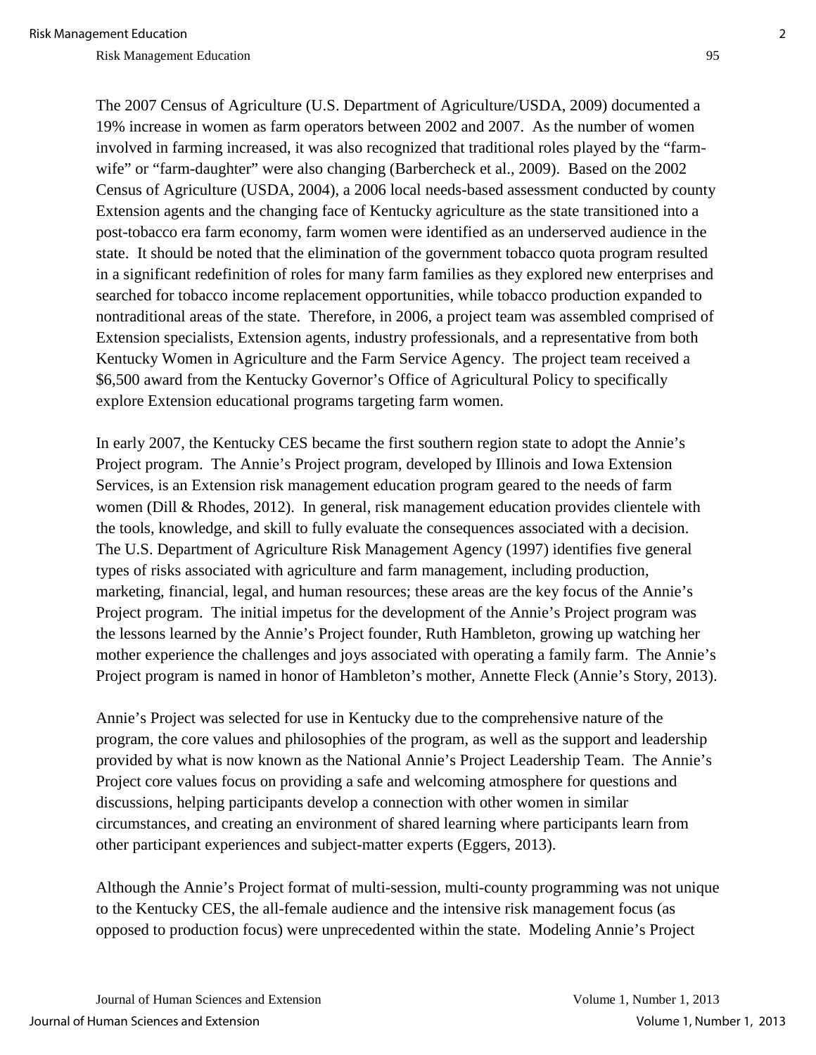The 2007 Census of Agriculture (U.S. Department of Agriculture/USDA, 2009) documented a 19% increase in women as farm operators between 2002 and 2007. As the number of women involved in farming increased, it was also recognized that traditional roles played by the "farm-wife" or "farm-daughter" were also changing (Barbercheck et al., 2009). Based on the 2002 Census of Agriculture (USDA, 2004), a 2006 local needs-based assessment conducted by county Extension agents and the changing face of Kentucky agriculture as the state transitioned into a post-tobacco era farm economy, farm women were identified as an underserved audience in the state. It should be noted that the elimination of the government tobacco quota program resulted in a significant redefinition of roles for many farm families as they explored new enterprises and searched for tobacco income replacement opportunities, while tobacco production expanded to nontraditional areas of the state. Therefore, in 2006, a project team was assembled comprised of Extension specialists, Extension agents, industry professionals, and a representative from both Kentucky Women in Agriculture and the Farm Service Agency. The project team received a $6,500 award from the Kentucky Governor's Office of Agricultural Policy to specifically explore Extension educational programs targeting farm women.

In early 2007, the Kentucky CES became the first southern region state to adopt the Annie's Project program. The Annie's Project program, developed by Illinois and Iowa Extension Services, is an Extension risk management education program geared to the needs of farm women (Dill & Rhodes, 2012). In general, risk management education provides clientele with the tools, knowledge, and skill to fully evaluate the consequences associated with a decision. The U.S. Department of Agriculture Risk Management Agency (1997) identifies five general types of risks associated with agriculture and farm management, including production, marketing, financial, legal, and human resources; these areas are the key focus of the Annie's Project program. The initial impetus for the development of the Annie's Project program was the lessons learned by the Annie's Project founder, Ruth Hambleton, growing up watching her mother experience the challenges and joys associated with operating a family farm. The Annie's Project program is named in honor of Hambleton's mother, Annette Fleck (Annie's Story, 2013).

Annie's Project was selected for use in Kentucky due to the comprehensive nature of the program, the core values and philosophies of the program, as well as the support and leadership provided by what is now known as the National Annie's Project Leadership Team. The Annie's Project core values focus on providing a safe and welcoming atmosphere for questions and discussions, helping participants develop a connection with other women in similar circumstances, and creating an environment of shared learning where participants learn from other participant experiences and subject-matter experts (Eggers, 2013).

Although the Annie's Project format of multi-session, multi-county programming was not unique to the Kentucky CES, the all-female audience and the intensive risk management focus (as opposed to production focus) were unprecedented within the state. Modeling Annie's Project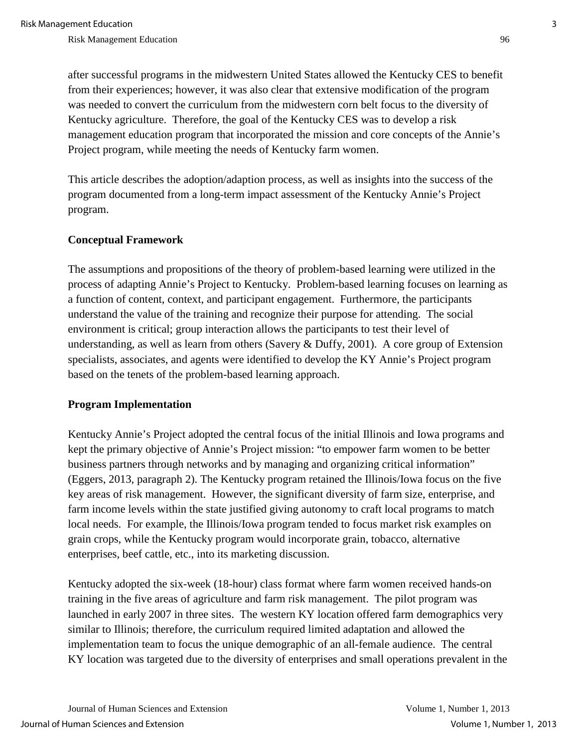after successful programs in the midwestern United States allowed the Kentucky CES to benefit from their experiences; however, it was also clear that extensive modification of the program was needed to convert the curriculum from the midwestern corn belt focus to the diversity of Kentucky agriculture. Therefore, the goal of the Kentucky CES was to develop a risk management education program that incorporated the mission and core concepts of the Annie's Project program, while meeting the needs of Kentucky farm women.

This article describes the adoption/adaption process, as well as insights into the success of the program documented from a long-term impact assessment of the Kentucky Annie's Project program.

## Conceptual Framework

The assumptions and propositions of the theory of problem-based learning were utilized in the process of adapting Annie's Project to Kentucky. Problem-based learning focuses on learning as a function of content, context, and participant engagement. Furthermore, the participants understand the value of the training and recognize their purpose for attending. The social environment is critical; group interaction allows the participants to test their level of understanding, as well as learn from others (Savery & Duffy, 2001). A core group of Extension specialists, associates, and agents were identified to develop the KY Annie's Project program based on the tenets of the problem-based learning approach.

## Program Implementation

Kentucky Annie's Project adopted the central focus of the initial Illinois and Iowa programs and kept the primary objective of Annie's Project mission: "to empower farm women to be better business partners through networks and by managing and organizing critical information" (Eggers, 2013, paragraph 2). The Kentucky program retained the Illinois/Iowa focus on the five key areas of risk management. However, the significant diversity of farm size, enterprise, and farm income levels within the state justified giving autonomy to craft local programs to match local needs. For example, the Illinois/Iowa program tended to focus market risk examples on grain crops, while the Kentucky program would incorporate grain, tobacco, alternative enterprises, beef cattle, etc., into its marketing discussion.

Kentucky adopted the six-week (18-hour) class format where farm women received hands-on training in the five areas of agriculture and farm risk management. The pilot program was launched in early 2007 in three sites. The western KY location offered farm demographics very similar to Illinois; therefore, the curriculum required limited adaptation and allowed the implementation team to focus the unique demographic of an all-female audience. The central KY location was targeted due to the diversity of enterprises and small operations prevalent in the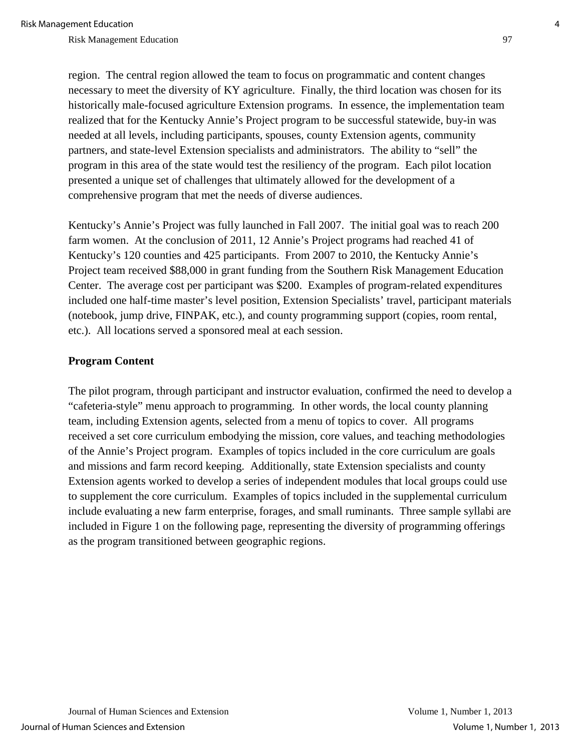region. The central region allowed the team to focus on programmatic and content changes necessary to meet the diversity of KY agriculture. Finally, the third location was chosen for its historically male-focused agriculture Extension programs. In essence, the implementation team realized that for the Kentucky Annie's Project program to be successful statewide, buy-in was needed at all levels, including participants, spouses, county Extension agents, community partners, and state-level Extension specialists and administrators. The ability to "sell" the program in this area of the state would test the resiliency of the program. Each pilot location presented a unique set of challenges that ultimately allowed for the development of a comprehensive program that met the needs of diverse audiences.

Kentucky's Annie's Project was fully launched in Fall 2007. The initial goal was to reach 200 farm women. At the conclusion of 2011, 12 Annie's Project programs had reached 41 of Kentucky's 120 counties and 425 participants. From 2007 to 2010, the Kentucky Annie's Project team received $88,000 in grant funding from the Southern Risk Management Education Center. The average cost per participant was $200. Examples of program-related expenditures included one half-time master's level position, Extension Specialists' travel, participant materials (notebook, jump drive, FINPAK, etc.), and county programming support (copies, room rental, etc.). All locations served a sponsored meal at each session.

## Program Content

The pilot program, through participant and instructor evaluation, confirmed the need to develop a "cafeteria-style" menu approach to programming. In other words, the local county planning team, including Extension agents, selected from a menu of topics to cover. All programs received a set core curriculum embodying the mission, core values, and teaching methodologies of the Annie's Project program. Examples of topics included in the core curriculum are goals and missions and farm record keeping. Additionally, state Extension specialists and county Extension agents worked to develop a series of independent modules that local groups could use to supplement the core curriculum. Examples of topics included in the supplemental curriculum include evaluating a new farm enterprise, forages, and small ruminants. Three sample syllabi are included in Figure 1 on the following page, representing the diversity of programming offerings as the program transitioned between geographic regions.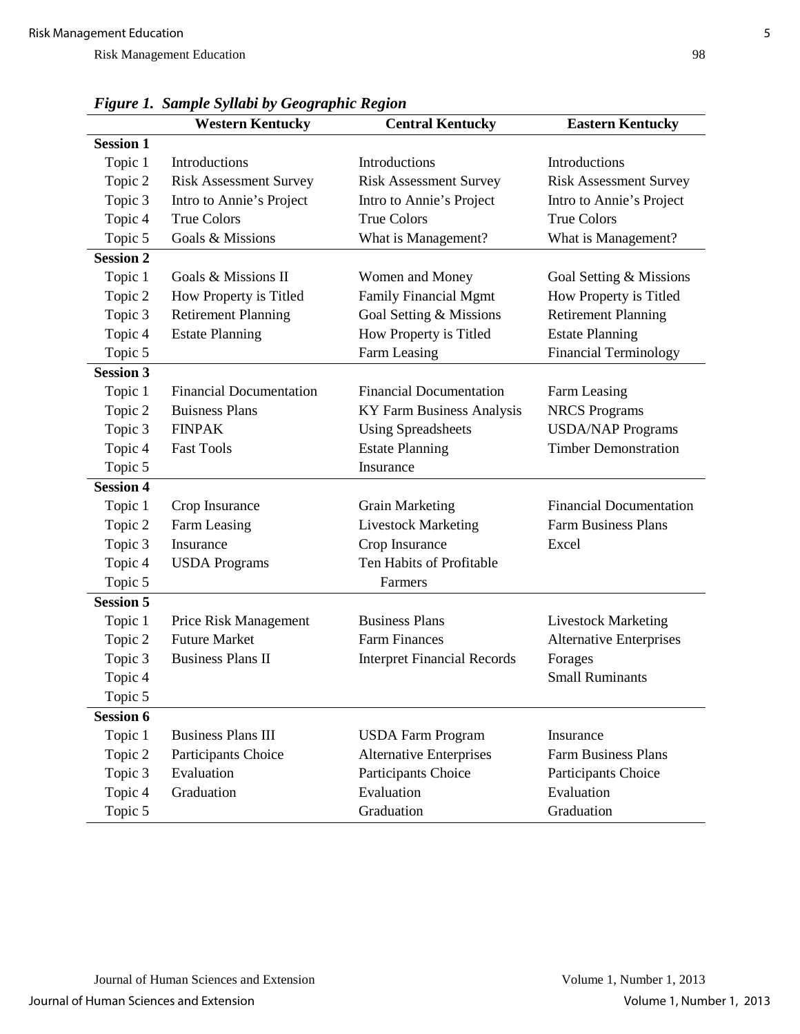*Figure 1. Sample Syllabi by Geographic Region*

| | Western Kentucky | Central Kentucky | Eastern Kentucky |
|---|---|---|---|
| **Session 1** | | | |
| Topic 1 | Introductions | Introductions | Introductions |
| Topic 2 | Risk Assessment Survey | Risk Assessment Survey | Risk Assessment Survey |
| Topic 3 | Intro to Annie's Project | Intro to Annie's Project | Intro to Annie's Project |
| Topic 4 | True Colors | True Colors | True Colors |
| Topic 5 | Goals & Missions | What is Management? | What is Management? |
| **Session 2** | | | |
| Topic 1 | Goals & Missions II | Women and Money | Goal Setting & Missions |
| Topic 2 | How Property is Titled | Family Financial Mgmt | How Property is Titled |
| Topic 3 | Retirement Planning | Goal Setting & Missions | Retirement Planning |
| Topic 4 | Estate Planning | How Property is Titled | Estate Planning |
| Topic 5 | | Farm Leasing | Financial Terminology |
| **Session 3** | | | |
| Topic 1 | Financial Documentation | Financial Documentation | Farm Leasing |
| Topic 2 | Buisness Plans | KY Farm Business Analysis | NRCS Programs |
| Topic 3 | FINPAK | Using Spreadsheets | USDA/NAP Programs |
| Topic 4 | Fast Tools | Estate Planning | Timber Demonstration |
| Topic 5 | | Insurance | |
| **Session 4** | | | |
| Topic 1 | Crop Insurance | Grain Marketing | Financial Documentation |
| Topic 2 | Farm Leasing | Livestock Marketing | Farm Business Plans |
| Topic 3 | Insurance | Crop Insurance | Excel |
| Topic 4 | USDA Programs | Ten Habits of Profitable Farmers | |
| Topic 5 | | | |
| **Session 5** | | | |
| Topic 1 | Price Risk Management | Business Plans | Livestock Marketing |
| Topic 2 | Future Market | Farm Finances | Alternative Enterprises |
| Topic 3 | Business Plans II | Interpret Financial Records | Forages |
| Topic 4 | | | Small Ruminants |
| Topic 5 | | | |
| **Session 6** | | | |
| Topic 1 | Business Plans III | USDA Farm Program | Insurance |
| Topic 2 | Participants Choice | Alternative Enterprises | Farm Business Plans |
| Topic 3 | Evaluation | Participants Choice | Participants Choice |
| Topic 4 | Graduation | Evaluation | Evaluation |
| Topic 5 | | Graduation | Graduation |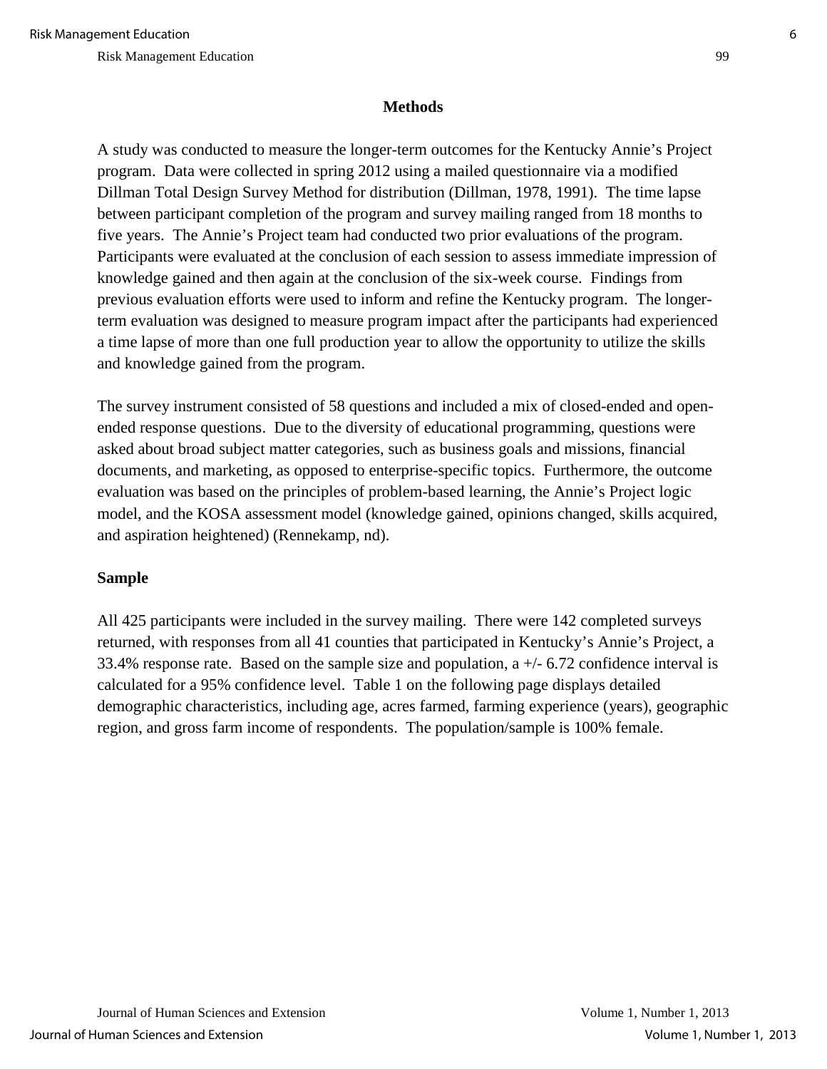## Methods

A study was conducted to measure the longer-term outcomes for the Kentucky Annie's Project program. Data were collected in spring 2012 using a mailed questionnaire via a modified Dillman Total Design Survey Method for distribution (Dillman, 1978, 1991). The time lapse between participant completion of the program and survey mailing ranged from 18 months to five years. The Annie's Project team had conducted two prior evaluations of the program. Participants were evaluated at the conclusion of each session to assess immediate impression of knowledge gained and then again at the conclusion of the six-week course. Findings from previous evaluation efforts were used to inform and refine the Kentucky program. The longer-term evaluation was designed to measure program impact after the participants had experienced a time lapse of more than one full production year to allow the opportunity to utilize the skills and knowledge gained from the program.

The survey instrument consisted of 58 questions and included a mix of closed-ended and open-ended response questions. Due to the diversity of educational programming, questions were asked about broad subject matter categories, such as business goals and missions, financial documents, and marketing, as opposed to enterprise-specific topics. Furthermore, the outcome evaluation was based on the principles of problem-based learning, the Annie's Project logic model, and the KOSA assessment model (knowledge gained, opinions changed, skills acquired, and aspiration heightened) (Rennekamp, nd).

### Sample

All 425 participants were included in the survey mailing. There were 142 completed surveys returned, with responses from all 41 counties that participated in Kentucky's Annie's Project, a 33.4% response rate. Based on the sample size and population, a +/- 6.72 confidence interval is calculated for a 95% confidence level. Table 1 on the following page displays detailed demographic characteristics, including age, acres farmed, farming experience (years), geographic region, and gross farm income of respondents. The population/sample is 100% female.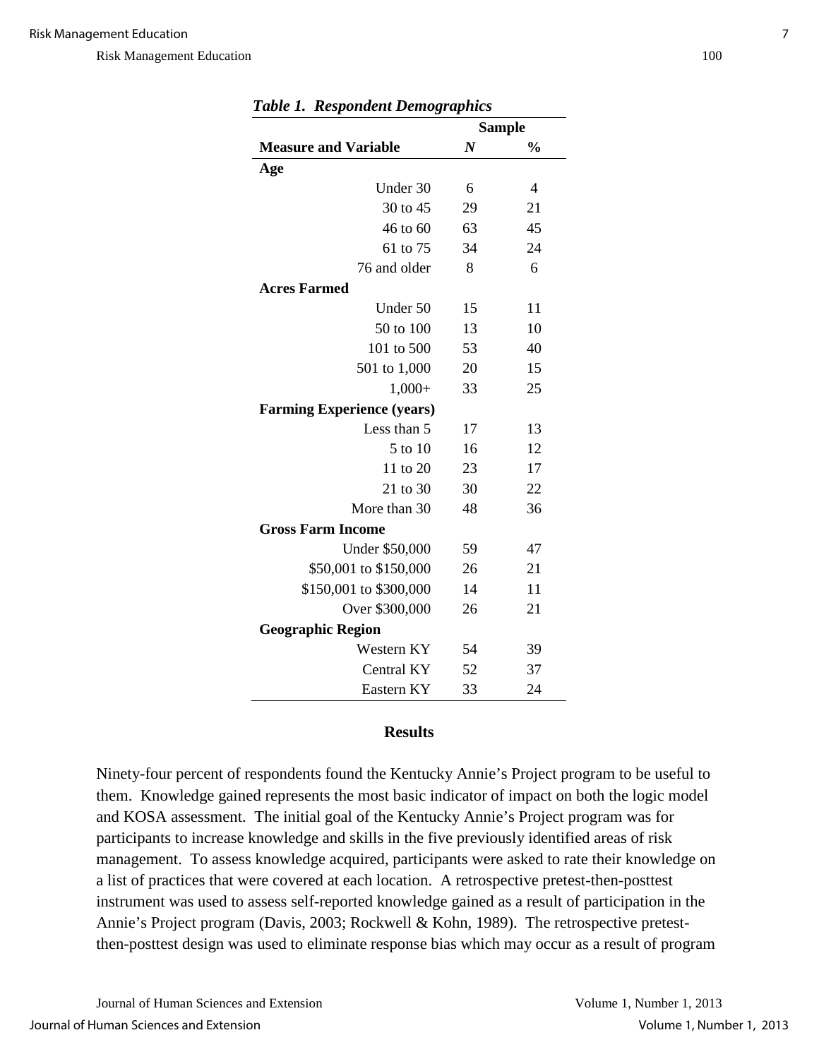*Table 1. Respondent Demographics*

| Measure and Variable | Sample N | Sample % |
|---|---|---|
| **Age** | | |
| Under 30 | 6 | 4 |
| 30 to 45 | 29 | 21 |
| 46 to 60 | 63 | 45 |
| 61 to 75 | 34 | 24 |
| 76 and older | 8 | 6 |
| **Acres Farmed** | | |
| Under 50 | 15 | 11 |
| 50 to 100 | 13 | 10 |
| 101 to 500 | 53 | 40 |
| 501 to 1,000 | 20 | 15 |
| 1,000+ | 33 | 25 |
| **Farming Experience (years)** | | |
| Less than 5 | 17 | 13 |
| 5 to 10 | 16 | 12 |
| 11 to 20 | 23 | 17 |
| 21 to 30 | 30 | 22 |
| More than 30 | 48 | 36 |
| **Gross Farm Income** | | |
| Under $50,000 | 59 | 47 |
| $50,001 to $150,000 | 26 | 21 |
| $150,001 to $300,000 | 14 | 11 |
| Over $300,000 | 26 | 21 |
| **Geographic Region** | | |
| Western KY | 54 | 39 |
| Central KY | 52 | 37 |
| Eastern KY | 33 | 24 |

## Results

Ninety-four percent of respondents found the Kentucky Annie's Project program to be useful to them. Knowledge gained represents the most basic indicator of impact on both the logic model and KOSA assessment. The initial goal of the Kentucky Annie's Project program was for participants to increase knowledge and skills in the five previously identified areas of risk management. To assess knowledge acquired, participants were asked to rate their knowledge on a list of practices that were covered at each location. A retrospective pretest-then-posttest instrument was used to assess self-reported knowledge gained as a result of participation in the Annie's Project program (Davis, 2003; Rockwell & Kohn, 1989). The retrospective pretest-then-posttest design was used to eliminate response bias which may occur as a result of program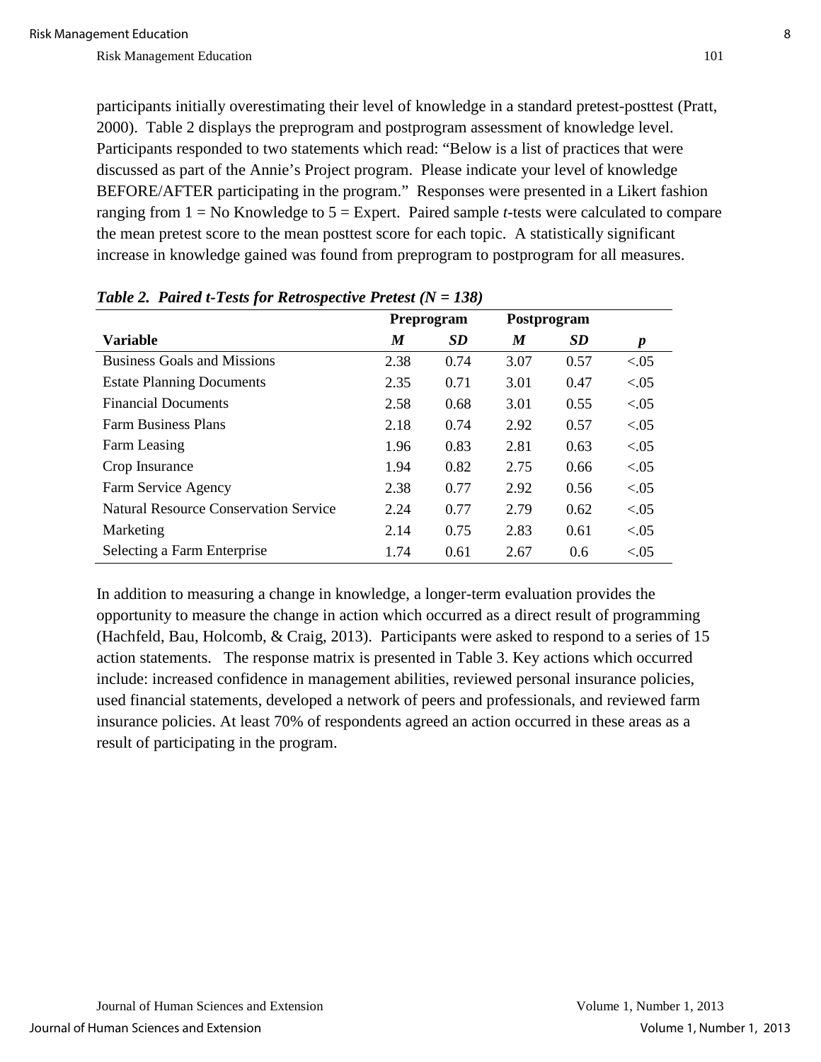participants initially overestimating their level of knowledge in a standard pretest-posttest (Pratt, 2000). Table 2 displays the preprogram and postprogram assessment of knowledge level. Participants responded to two statements which read: "Below is a list of practices that were discussed as part of the Annie's Project program. Please indicate your level of knowledge BEFORE/AFTER participating in the program." Responses were presented in a Likert fashion ranging from 1 = No Knowledge to 5 = Expert. Paired sample *t*-tests were calculated to compare the mean pretest score to the mean posttest score for each topic. A statistically significant increase in knowledge gained was found from preprogram to postprogram for all measures.

***Table 2. Paired t-Tests for Retrospective Pretest (N = 138)***

| | Preprogram | | Postprogram | | |
|---|---|---|---|---|---|
| **Variable** | ***M*** | ***SD*** | ***M*** | ***SD*** | ***p*** |
| Business Goals and Missions | 2.38 | 0.74 | 3.07 | 0.57 | <.05 |
| Estate Planning Documents | 2.35 | 0.71 | 3.01 | 0.47 | <.05 |
| Financial Documents | 2.58 | 0.68 | 3.01 | 0.55 | <.05 |
| Farm Business Plans | 2.18 | 0.74 | 2.92 | 0.57 | <.05 |
| Farm Leasing | 1.96 | 0.83 | 2.81 | 0.63 | <.05 |
| Crop Insurance | 1.94 | 0.82 | 2.75 | 0.66 | <.05 |
| Farm Service Agency | 2.38 | 0.77 | 2.92 | 0.56 | <.05 |
| Natural Resource Conservation Service | 2.24 | 0.77 | 2.79 | 0.62 | <.05 |
| Marketing | 2.14 | 0.75 | 2.83 | 0.61 | <.05 |
| Selecting a Farm Enterprise | 1.74 | 0.61 | 2.67 | 0.6 | <.05 |

In addition to measuring a change in knowledge, a longer-term evaluation provides the opportunity to measure the change in action which occurred as a direct result of programming (Hachfeld, Bau, Holcomb, & Craig, 2013). Participants were asked to respond to a series of 15 action statements. The response matrix is presented in Table 3. Key actions which occurred include: increased confidence in management abilities, reviewed personal insurance policies, used financial statements, developed a network of peers and professionals, and reviewed farm insurance policies. At least 70% of respondents agreed an action occurred in these areas as a result of participating in the program.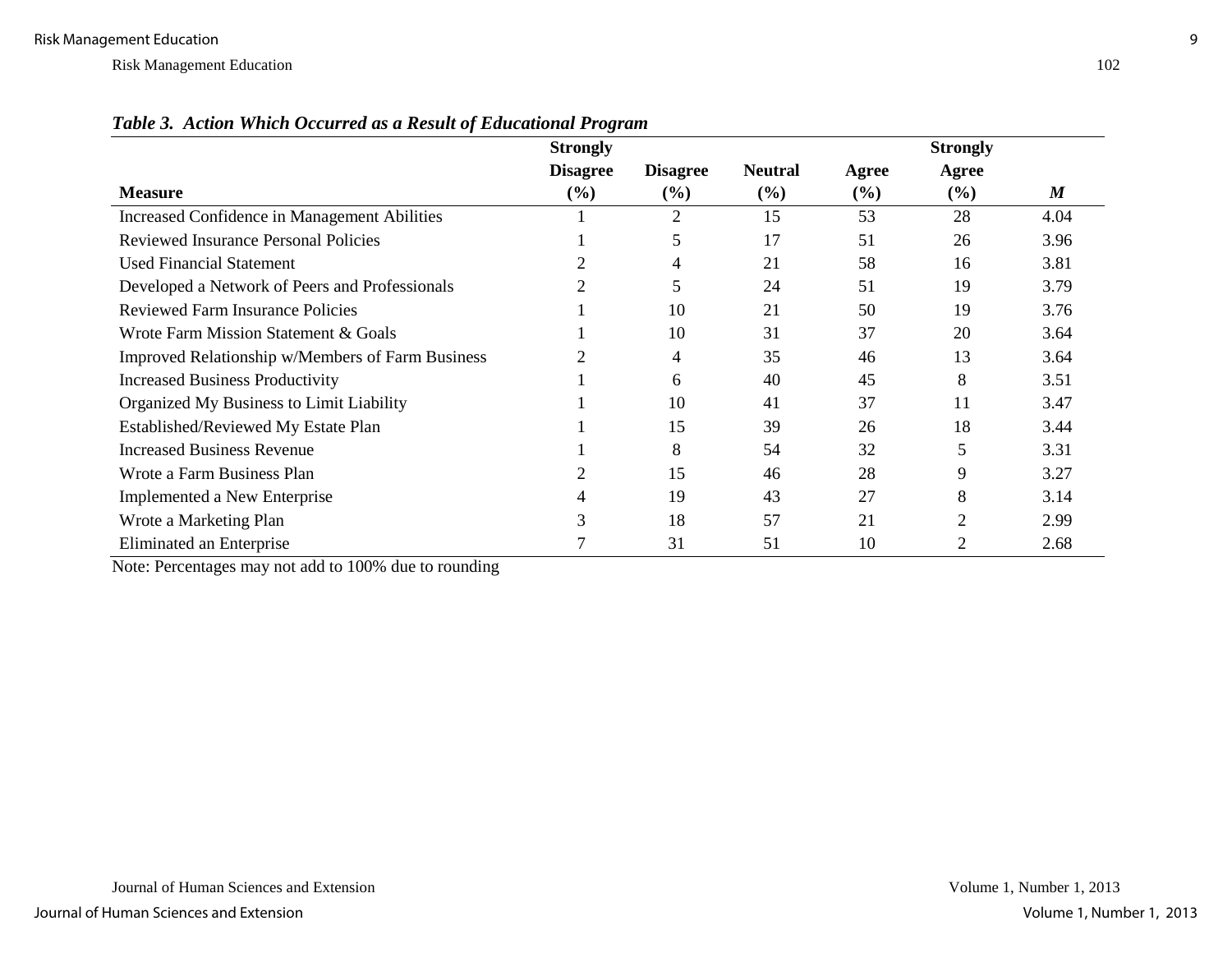***Table 3. Action Which Occurred as a Result of Educational Program***

| Measure | Strongly Disagree (%) | Disagree (%) | Neutral (%) | Agree (%) | Strongly Agree (%) | *M* |
|---|---|---|---|---|---|---|
| Increased Confidence in Management Abilities | 1 | 2 | 15 | 53 | 28 | 4.04 |
| Reviewed Insurance Personal Policies | 1 | 5 | 17 | 51 | 26 | 3.96 |
| Used Financial Statement | 2 | 4 | 21 | 58 | 16 | 3.81 |
| Developed a Network of Peers and Professionals | 2 | 5 | 24 | 51 | 19 | 3.79 |
| Reviewed Farm Insurance Policies | 1 | 10 | 21 | 50 | 19 | 3.76 |
| Wrote Farm Mission Statement & Goals | 1 | 10 | 31 | 37 | 20 | 3.64 |
| Improved Relationship w/Members of Farm Business | 2 | 4 | 35 | 46 | 13 | 3.64 |
| Increased Business Productivity | 1 | 6 | 40 | 45 | 8 | 3.51 |
| Organized My Business to Limit Liability | 1 | 10 | 41 | 37 | 11 | 3.47 |
| Established/Reviewed My Estate Plan | 1 | 15 | 39 | 26 | 18 | 3.44 |
| Increased Business Revenue | 1 | 8 | 54 | 32 | 5 | 3.31 |
| Wrote a Farm Business Plan | 2 | 15 | 46 | 28 | 9 | 3.27 |
| Implemented a New Enterprise | 4 | 19 | 43 | 27 | 8 | 3.14 |
| Wrote a Marketing Plan | 3 | 18 | 57 | 21 | 2 | 2.99 |
| Eliminated an Enterprise | 7 | 31 | 51 | 10 | 2 | 2.68 |

Note: Percentages may not add to 100% due to rounding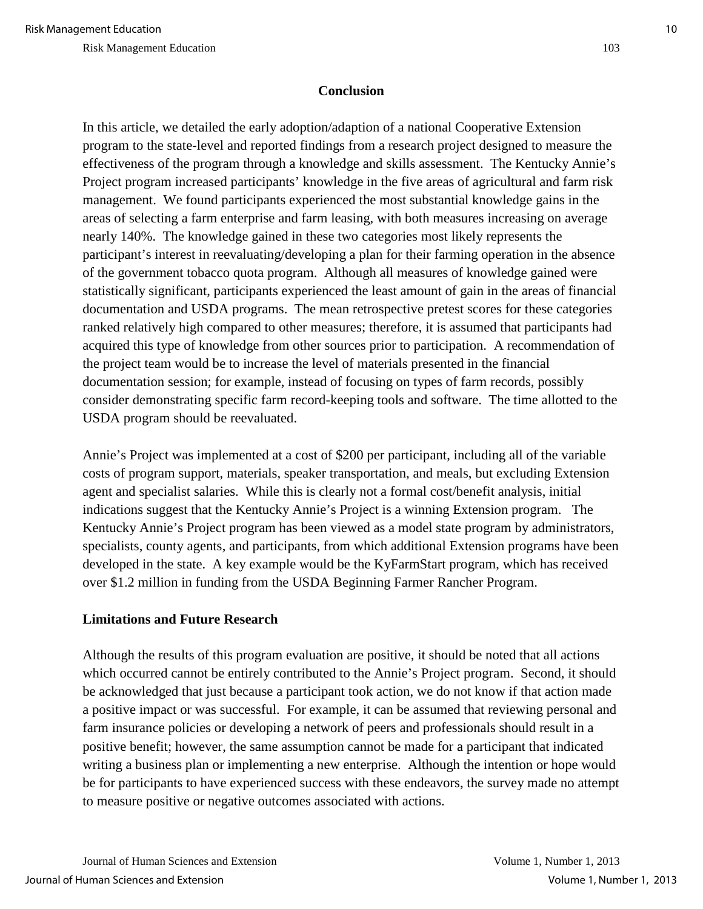## Conclusion

In this article, we detailed the early adoption/adaption of a national Cooperative Extension program to the state-level and reported findings from a research project designed to measure the effectiveness of the program through a knowledge and skills assessment. The Kentucky Annie's Project program increased participants' knowledge in the five areas of agricultural and farm risk management. We found participants experienced the most substantial knowledge gains in the areas of selecting a farm enterprise and farm leasing, with both measures increasing on average nearly 140%. The knowledge gained in these two categories most likely represents the participant's interest in reevaluating/developing a plan for their farming operation in the absence of the government tobacco quota program. Although all measures of knowledge gained were statistically significant, participants experienced the least amount of gain in the areas of financial documentation and USDA programs. The mean retrospective pretest scores for these categories ranked relatively high compared to other measures; therefore, it is assumed that participants had acquired this type of knowledge from other sources prior to participation. A recommendation of the project team would be to increase the level of materials presented in the financial documentation session; for example, instead of focusing on types of farm records, possibly consider demonstrating specific farm record-keeping tools and software. The time allotted to the USDA program should be reevaluated.

Annie's Project was implemented at a cost of $200 per participant, including all of the variable costs of program support, materials, speaker transportation, and meals, but excluding Extension agent and specialist salaries. While this is clearly not a formal cost/benefit analysis, initial indications suggest that the Kentucky Annie's Project is a winning Extension program. The Kentucky Annie's Project program has been viewed as a model state program by administrators, specialists, county agents, and participants, from which additional Extension programs have been developed in the state. A key example would be the KyFarmStart program, which has received over $1.2 million in funding from the USDA Beginning Farmer Rancher Program.

### Limitations and Future Research

Although the results of this program evaluation are positive, it should be noted that all actions which occurred cannot be entirely contributed to the Annie's Project program. Second, it should be acknowledged that just because a participant took action, we do not know if that action made a positive impact or was successful. For example, it can be assumed that reviewing personal and farm insurance policies or developing a network of peers and professionals should result in a positive benefit; however, the same assumption cannot be made for a participant that indicated writing a business plan or implementing a new enterprise. Although the intention or hope would be for participants to have experienced success with these endeavors, the survey made no attempt to measure positive or negative outcomes associated with actions.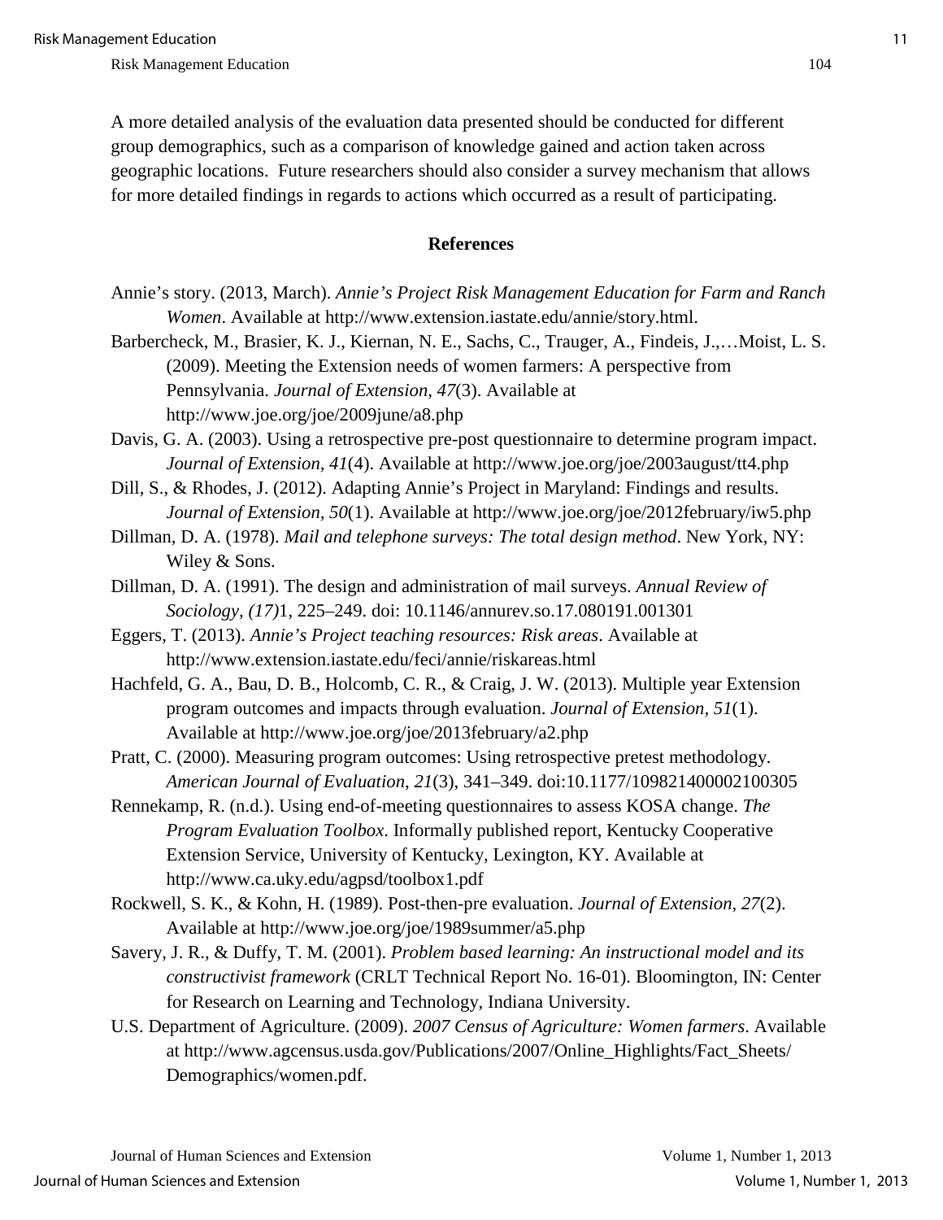A more detailed analysis of the evaluation data presented should be conducted for different group demographics, such as a comparison of knowledge gained and action taken across geographic locations. Future researchers should also consider a survey mechanism that allows for more detailed findings in regards to actions which occurred as a result of participating.

## References

Annie's story. (2013, March). *Annie's Project Risk Management Education for Farm and Ranch Women*. Available at http://www.extension.iastate.edu/annie/story.html.

Barbercheck, M., Brasier, K. J., Kiernan, N. E., Sachs, C., Trauger, A., Findeis, J.,…Moist, L. S. (2009). Meeting the Extension needs of women farmers: A perspective from Pennsylvania. *Journal of Extension, 47*(3). Available at http://www.joe.org/joe/2009june/a8.php

Davis, G. A. (2003). Using a retrospective pre-post questionnaire to determine program impact. *Journal of Extension, 41*(4). Available at http://www.joe.org/joe/2003august/tt4.php

Dill, S., & Rhodes, J. (2012). Adapting Annie's Project in Maryland: Findings and results. *Journal of Extension, 50*(1). Available at http://www.joe.org/joe/2012february/iw5.php

Dillman, D. A. (1978). *Mail and telephone surveys: The total design method*. New York, NY: Wiley & Sons.

Dillman, D. A. (1991). The design and administration of mail surveys. *Annual Review of Sociology, (17)*1, 225–249. doi: 10.1146/annurev.so.17.080191.001301

Eggers, T. (2013). *Annie's Project teaching resources: Risk areas*. Available at http://www.extension.iastate.edu/feci/annie/riskareas.html

Hachfeld, G. A., Bau, D. B., Holcomb, C. R., & Craig, J. W. (2013). Multiple year Extension program outcomes and impacts through evaluation. *Journal of Extension, 51*(1). Available at http://www.joe.org/joe/2013february/a2.php

Pratt, C. (2000). Measuring program outcomes: Using retrospective pretest methodology. *American Journal of Evaluation, 21*(3), 341–349. doi:10.1177/109821400002100305

Rennekamp, R. (n.d.). Using end-of-meeting questionnaires to assess KOSA change. *The Program Evaluation Toolbox*. Informally published report, Kentucky Cooperative Extension Service, University of Kentucky, Lexington, KY. Available at http://www.ca.uky.edu/agpsd/toolbox1.pdf

Rockwell, S. K., & Kohn, H. (1989). Post-then-pre evaluation. *Journal of Extension, 27*(2). Available at http://www.joe.org/joe/1989summer/a5.php

Savery, J. R., & Duffy, T. M. (2001). *Problem based learning: An instructional model and its constructivist framework* (CRLT Technical Report No. 16-01). Bloomington, IN: Center for Research on Learning and Technology, Indiana University.

U.S. Department of Agriculture. (2009). *2007 Census of Agriculture: Women farmers*. Available at http://www.agcensus.usda.gov/Publications/2007/Online_Highlights/Fact_Sheets/Demographics/women.pdf.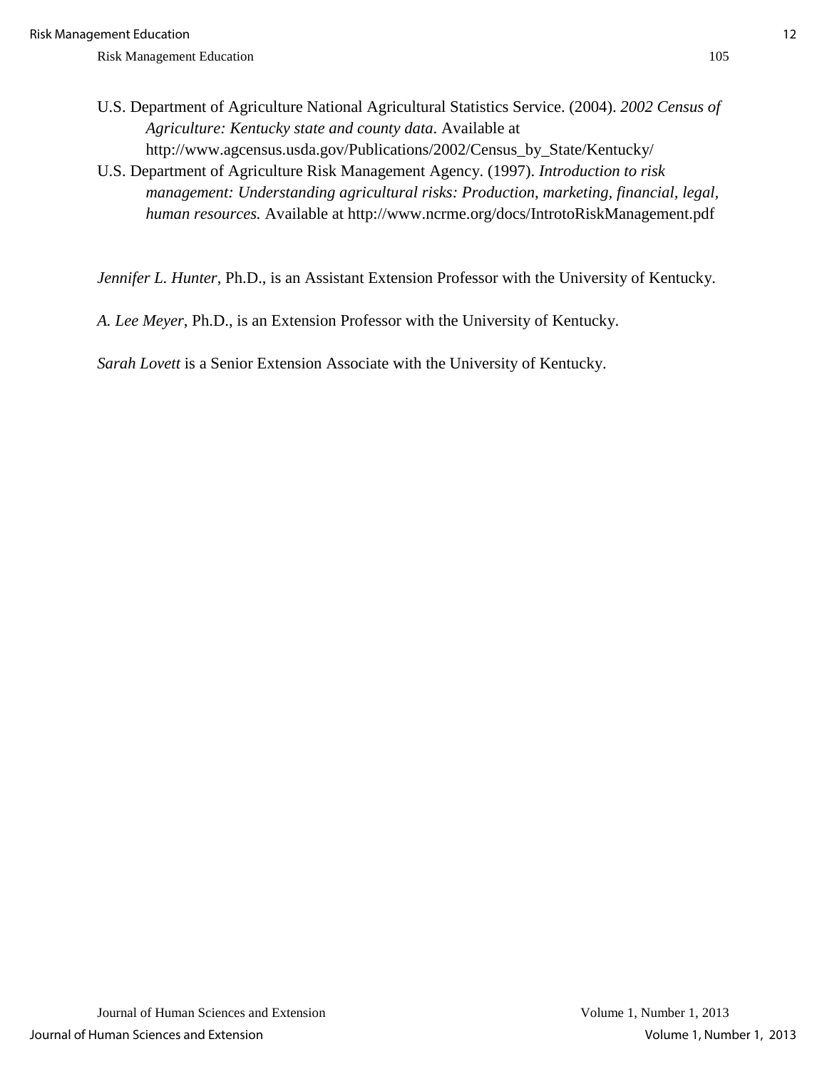U.S. Department of Agriculture National Agricultural Statistics Service. (2004). *2002 Census of Agriculture: Kentucky state and county data*. Available at http://www.agcensus.usda.gov/Publications/2002/Census_by_State/Kentucky/

U.S. Department of Agriculture Risk Management Agency. (1997). *Introduction to risk management: Understanding agricultural risks: Production, marketing, financial, legal, human resources.* Available at http://www.ncrme.org/docs/IntrotoRiskManagement.pdf

*Jennifer L. Hunter*, Ph.D., is an Assistant Extension Professor with the University of Kentucky.

*A. Lee Meyer*, Ph.D., is an Extension Professor with the University of Kentucky.

*Sarah Lovett* is a Senior Extension Associate with the University of Kentucky.